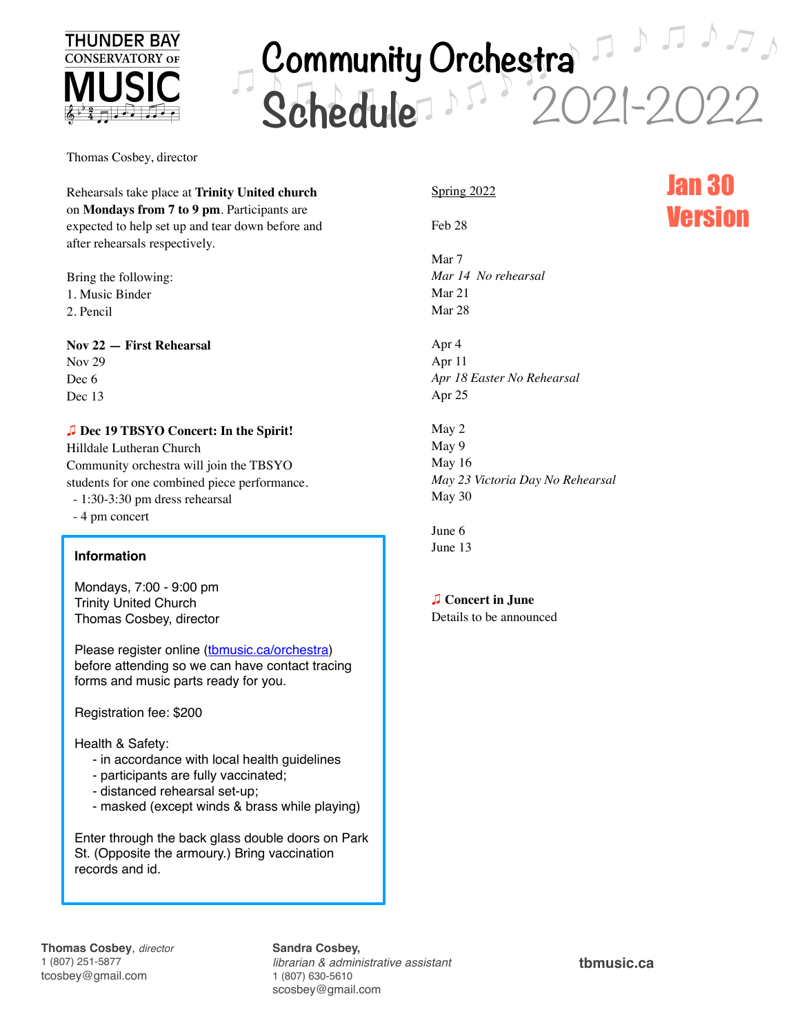THUNDER BAY CONSERVATORY OF MUSIC

# Community Orchestra Schedule 2021-2022

**Jan 30 Version**

Thomas Cosbey, director

Rehearsals take place at **Trinity United church** on **Mondays from 7 to 9 pm**. Participants are expected to help set up and tear down before and after rehearsals respectively.

Bring the following:
1. Music Binder
2. Pencil

**Nov 22 — First Rehearsal**
Nov 29
Dec 6
Dec 13

♫ **Dec 19 TBSYO Concert: In the Spirit!**
Hilldale Lutheran Church
Community orchestra will join the TBSYO students for one combined piece performance.
- 1:30-3:30 pm dress rehearsal
- 4 pm concert

**Information**

Mondays, 7:00 - 9:00 pm
Trinity United Church
Thomas Cosbey, director

Please register online (tbmusic.ca/orchestra) before attending so we can have contact tracing forms and music parts ready for you.

Registration fee: $200

Health & Safety:
- in accordance with local health guidelines
- participants are fully vaccinated;
- distanced rehearsal set-up;
- masked (except winds & brass while playing)

Enter through the back glass double doors on Park St. (Opposite the armoury.) Bring vaccination records and id.

Spring 2022

Feb 28

Mar 7
*Mar 14 No rehearsal*
Mar 21
Mar 28

Apr 4
Apr 11
*Apr 18 Easter No Rehearsal*
Apr 25

May 2
May 9
May 16
*May 23 Victoria Day No Rehearsal*
May 30

June 6
June 13

♫ **Concert in June**
Details to be announced

**Thomas Cosbey**, *director*
1 (807) 251-5877
tcosbey@gmail.com

**Sandra Cosbey,**
*librarian & administrative assistant*
1 (807) 630-5610
scosbey@gmail.com

**tbmusic.ca**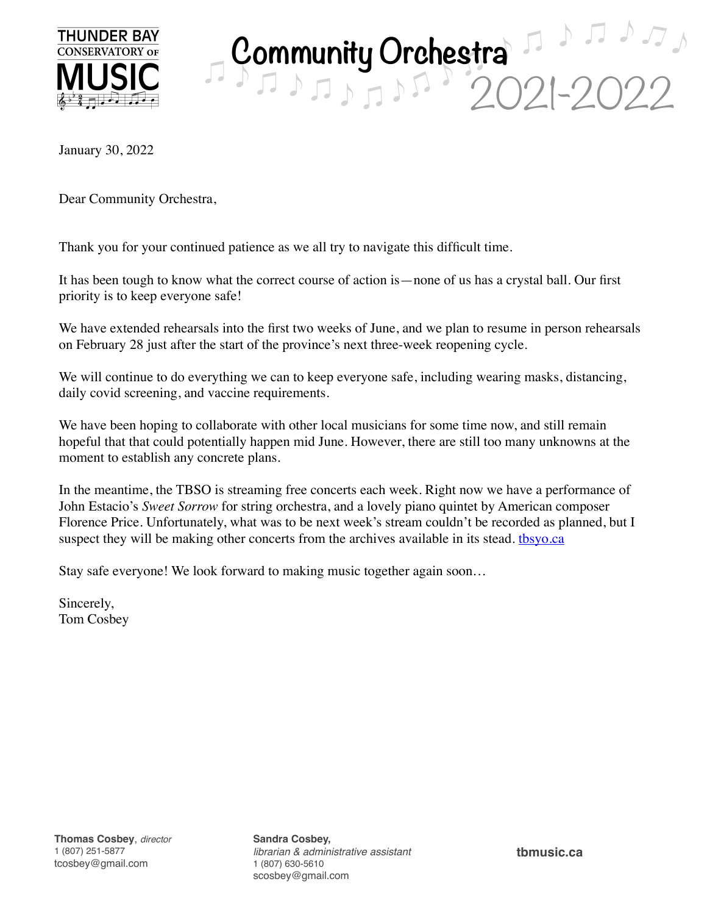THUNDER BAY CONSERVATORY OF MUSIC

# Community Orchestra 2021-2022

January 30, 2022

Dear Community Orchestra,

Thank you for your continued patience as we all try to navigate this difficult time.

It has been tough to know what the correct course of action is—none of us has a crystal ball. Our first priority is to keep everyone safe!

We have extended rehearsals into the first two weeks of June, and we plan to resume in person rehearsals on February 28 just after the start of the province's next three-week reopening cycle.

We will continue to do everything we can to keep everyone safe, including wearing masks, distancing, daily covid screening, and vaccine requirements.

We have been hoping to collaborate with other local musicians for some time now, and still remain hopeful that that could potentially happen mid June. However, there are still too many unknowns at the moment to establish any concrete plans.

In the meantime, the TBSO is streaming free concerts each week. Right now we have a performance of John Estacio's *Sweet Sorrow* for string orchestra, and a lovely piano quintet by American composer Florence Price. Unfortunately, what was to be next week's stream couldn't be recorded as planned, but I suspect they will be making other concerts from the archives available in its stead. [tbsyo.ca](tbsyo.ca)

Stay safe everyone! We look forward to making music together again soon…

Sincerely,
Tom Cosbey

**Thomas Cosbey**, *director*
1 (807) 251-5877
tcosbey@gmail.com

**Sandra Cosbey,**
*librarian & administrative assistant*
1 (807) 630-5610
scosbey@gmail.com

**tbmusic.ca**